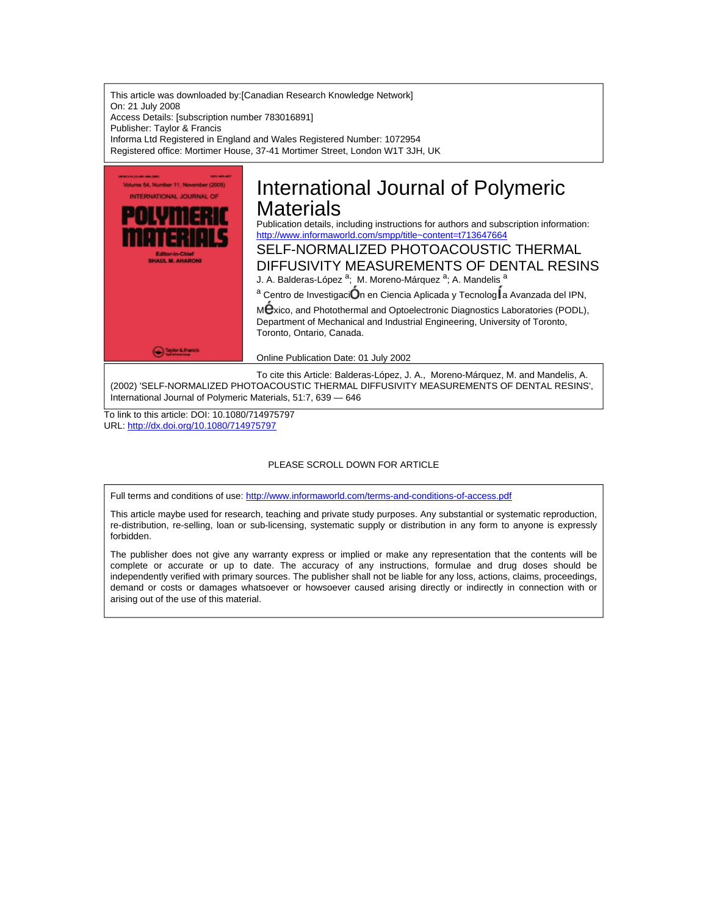This article was downloaded by:[Canadian Research Knowledge Network]
On: 21 July 2008
Access Details: [subscription number 783016891]
Publisher: Taylor & Francis
Informa Ltd Registered in England and Wales Registered Number: 1072954
Registered office: Mortimer House, 37-41 Mortimer Street, London W1T 3JH, UK

# International Journal of Polymeric Materials

Publication details, including instructions for authors and subscription information:
http://www.informaworld.com/smpp/title~content=t713647664

## SELF-NORMALIZED PHOTOACOUSTIC THERMAL DIFFUSIVITY MEASUREMENTS OF DENTAL RESINS

J. A. Balderas-López [a]; M. Moreno-Márquez [a]; A. Mandelis [a]

[a] Centro de Investigación en Ciencia Aplicada y Tecnología Avanzada del IPN, México, and Photothermal and Optoelectronic Diagnostics Laboratories (PODL), Department of Mechanical and Industrial Engineering, University of Toronto, Toronto, Ontario, Canada.

Online Publication Date: 01 July 2002

To cite this Article: Balderas-López, J. A., Moreno-Márquez, M. and Mandelis, A. (2002) 'SELF-NORMALIZED PHOTOACOUSTIC THERMAL DIFFUSIVITY MEASUREMENTS OF DENTAL RESINS', International Journal of Polymeric Materials, 51:7, 639 — 646

To link to this article: DOI: 10.1080/714975797
URL: http://dx.doi.org/10.1080/714975797

PLEASE SCROLL DOWN FOR ARTICLE

Full terms and conditions of use: http://www.informaworld.com/terms-and-conditions-of-access.pdf

This article maybe used for research, teaching and private study purposes. Any substantial or systematic reproduction, re-distribution, re-selling, loan or sub-licensing, systematic supply or distribution in any form to anyone is expressly forbidden.

The publisher does not give any warranty express or implied or make any representation that the contents will be complete or accurate or up to date. The accuracy of any instructions, formulae and drug doses should be independently verified with primary sources. The publisher shall not be liable for any loss, actions, claims, proceedings, demand or costs or damages whatsoever or howsoever caused arising directly or indirectly in connection with or arising out of the use of this material.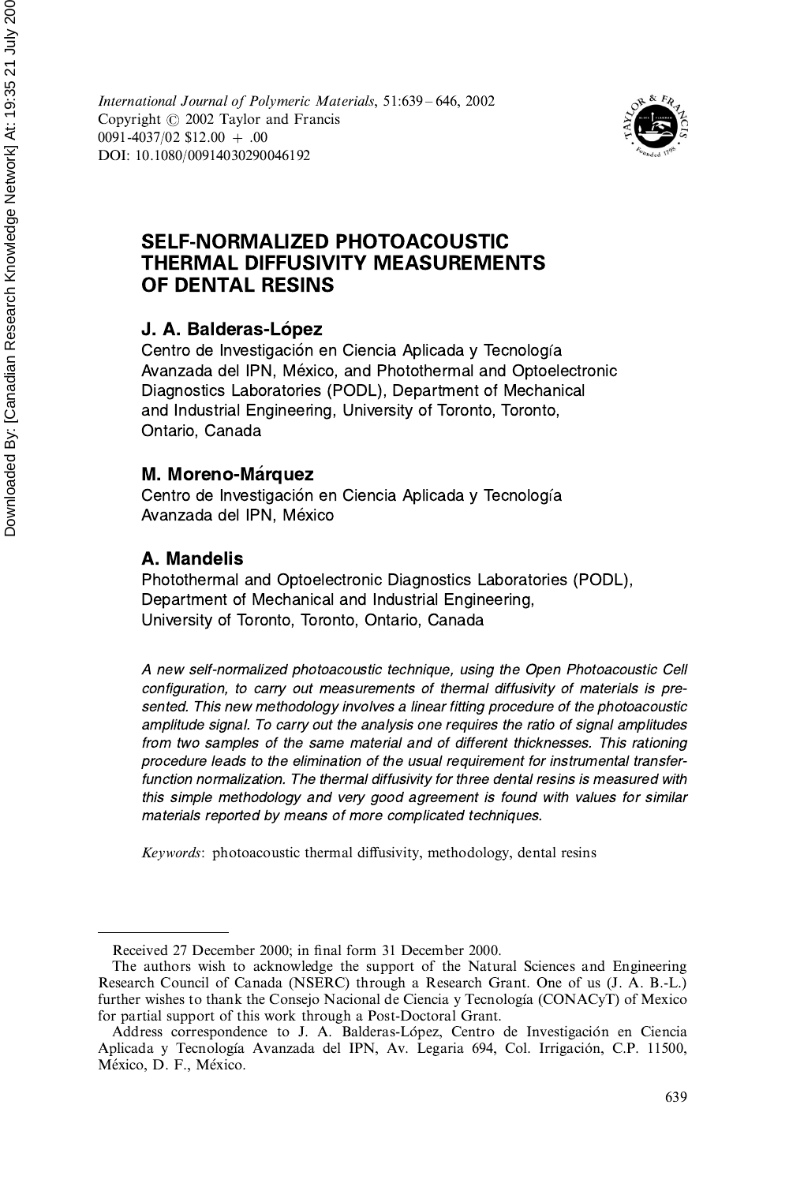# SELF-NORMALIZED PHOTOACOUSTIC THERMAL DIFFUSIVITY MEASUREMENTS OF DENTAL RESINS

**J. A. Balderas-López**

Centro de Investigación en Ciencia Aplicada y Tecnología Avanzada del IPN, México, and Photothermal and Optoelectronic Diagnostics Laboratories (PODL), Department of Mechanical and Industrial Engineering, University of Toronto, Toronto, Ontario, Canada

**M. Moreno-Márquez**

Centro de Investigación en Ciencia Aplicada y Tecnología Avanzada del IPN, México

**A. Mandelis**

Photothermal and Optoelectronic Diagnostics Laboratories (PODL), Department of Mechanical and Industrial Engineering, University of Toronto, Toronto, Ontario, Canada

*A new self-normalized photoacoustic technique, using the Open Photoacoustic Cell configuration, to carry out measurements of thermal diffusivity of materials is presented. This new methodology involves a linear fitting procedure of the photoacoustic amplitude signal. To carry out the analysis one requires the ratio of signal amplitudes from two samples of the same material and of different thicknesses. This rationing procedure leads to the elimination of the usual requirement for instrumental transfer-function normalization. The thermal diffusivity for three dental resins is measured with this simple methodology and very good agreement is found with values for similar materials reported by means of more complicated techniques.*

*Keywords*: photoacoustic thermal diffusivity, methodology, dental resins

---

Received 27 December 2000; in final form 31 December 2000.

The authors wish to acknowledge the support of the Natural Sciences and Engineering Research Council of Canada (NSERC) through a Research Grant. One of us (J. A. B.-L.) further wishes to thank the Consejo Nacional de Ciencia y Tecnología (CONACyT) of Mexico for partial support of this work through a Post-Doctoral Grant.

Address correspondence to J. A. Balderas-López, Centro de Investigación en Ciencia Aplicada y Tecnología Avanzada del IPN, Av. Legaria 694, Col. Irrigación, C.P. 11500, México, D. F., México.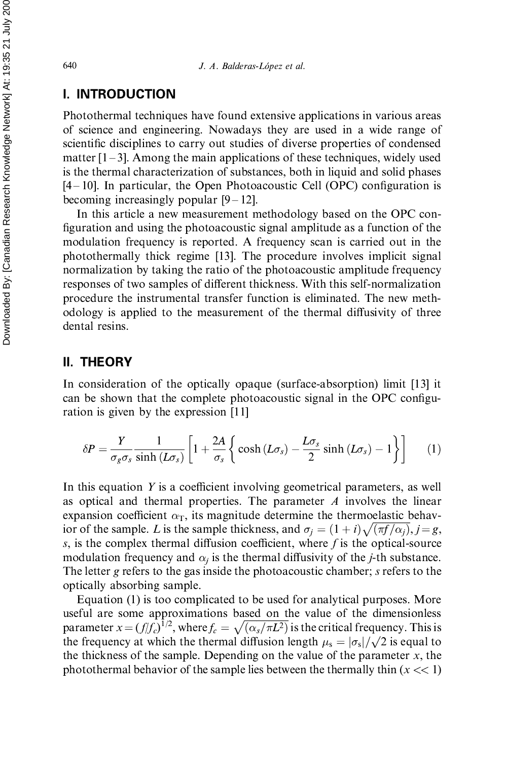## I. INTRODUCTION

Photothermal techniques have found extensive applications in various areas of science and engineering. Nowadays they are used in a wide range of scientific disciplines to carry out studies of diverse properties of condensed matter [1–3]. Among the main applications of these techniques, widely used is the thermal characterization of substances, both in liquid and solid phases [4–10]. In particular, the Open Photoacoustic Cell (OPC) configuration is becoming increasingly popular [9–12].

In this article a new measurement methodology based on the OPC configuration and using the photoacoustic signal amplitude as a function of the modulation frequency is reported. A frequency scan is carried out in the photothermally thick regime [13]. The procedure involves implicit signal normalization by taking the ratio of the photoacoustic amplitude frequency responses of two samples of different thickness. With this self-normalization procedure the instrumental transfer function is eliminated. The new methodology is applied to the measurement of the thermal diffusivity of three dental resins.

## II. THEORY

In consideration of the optically opaque (surface-absorption) limit [13] it can be shown that the complete photoacoustic signal in the OPC configuration is given by the expression [11]

$$\delta P = \frac{Y}{\sigma_g \sigma_s} \frac{1}{\sinh(L\sigma_s)} \left[ 1 + \frac{2A}{\sigma_s} \left\{ \cosh(L\sigma_s) - \frac{L\sigma_s}{2} \sinh(L\sigma_s) - 1 \right\} \right] \quad (1)$$

In this equation $Y$ is a coefficient involving geometrical parameters, as well as optical and thermal properties. The parameter $A$ involves the linear expansion coefficient $\alpha_T$, its magnitude determine the thermoelastic behavior of the sample. $L$ is the sample thickness, and $\sigma_j = (1+i)\sqrt{(\pi f/\alpha_j)}$, $j = g$, $s$, is the complex thermal diffusion coefficient, where $f$ is the optical-source modulation frequency and $\alpha_j$ is the thermal diffusivity of the $j$-th substance. The letter $g$ refers to the gas inside the photoacoustic chamber; $s$ refers to the optically absorbing sample.

Equation (1) is too complicated to be used for analytical purposes. More useful are some approximations based on the value of the dimensionless parameter $x = (f/f_c)^{1/2}$, where $f_c = \sqrt{(\alpha_s/\pi L^2)}$ is the critical frequency. This is the frequency at which the thermal diffusion length $\mu_s = |\sigma_s|/\sqrt{2}$ is equal to the thickness of the sample. Depending on the value of the parameter $x$, the photothermal behavior of the sample lies between the thermally thin ($x << 1$)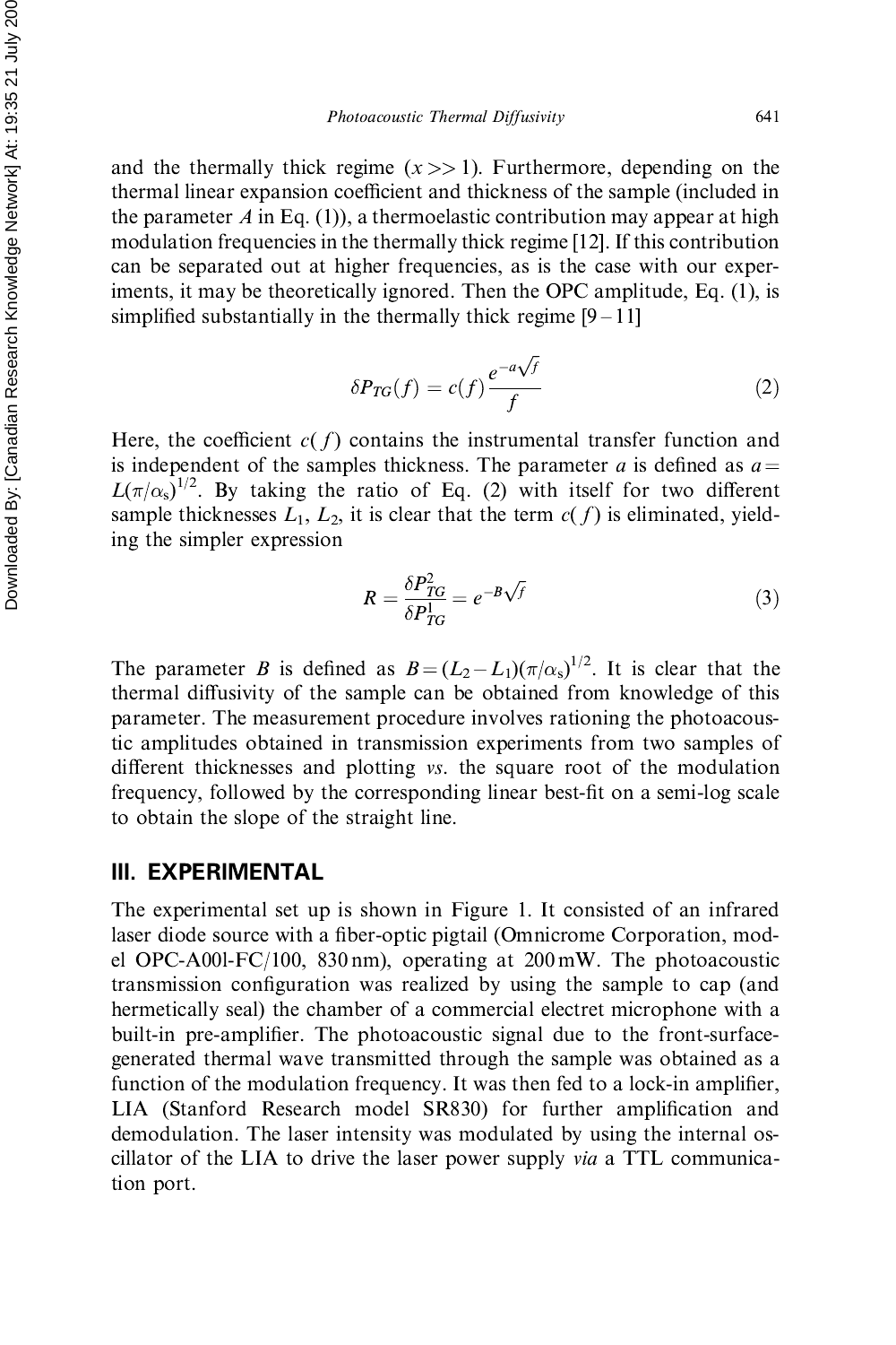and the thermally thick regime ($x >> 1$). Furthermore, depending on the thermal linear expansion coefficient and thickness of the sample (included in the parameter $A$ in Eq. (1)), a thermoelastic contribution may appear at high modulation frequencies in the thermally thick regime [12]. If this contribution can be separated out at higher frequencies, as is the case with our experiments, it may be theoretically ignored. Then the OPC amplitude, Eq. (1), is simplified substantially in the thermally thick regime [9–11]

$$\delta P_{TG}(f) = c(f)\frac{e^{-a\sqrt{f}}}{f} \tag{2}$$

Here, the coefficient $c(f)$ contains the instrumental transfer function and is independent of the samples thickness. The parameter $a$ is defined as $a = L(\pi/\alpha_s)^{1/2}$. By taking the ratio of Eq. (2) with itself for two different sample thicknesses $L_1$, $L_2$, it is clear that the term $c(f)$ is eliminated, yielding the simpler expression

$$R = \frac{\delta P_{TG}^2}{\delta P_{TG}^1} = e^{-B\sqrt{f}} \tag{3}$$

The parameter $B$ is defined as $B = (L_2 - L_1)(\pi/\alpha_s)^{1/2}$. It is clear that the thermal diffusivity of the sample can be obtained from knowledge of this parameter. The measurement procedure involves rationing the photoacoustic amplitudes obtained in transmission experiments from two samples of different thicknesses and plotting *vs.* the square root of the modulation frequency, followed by the corresponding linear best-fit on a semi-log scale to obtain the slope of the straight line.

## III. EXPERIMENTAL

The experimental set up is shown in Figure 1. It consisted of an infrared laser diode source with a fiber-optic pigtail (Omnicrome Corporation, model OPC-A00l-FC/100, 830 nm), operating at 200 mW. The photoacoustic transmission configuration was realized by using the sample to cap (and hermetically seal) the chamber of a commercial electret microphone with a built-in pre-amplifier. The photoacoustic signal due to the front-surface-generated thermal wave transmitted through the sample was obtained as a function of the modulation frequency. It was then fed to a lock-in amplifier, LIA (Stanford Research model SR830) for further amplification and demodulation. The laser intensity was modulated by using the internal oscillator of the LIA to drive the laser power supply *via* a TTL communication port.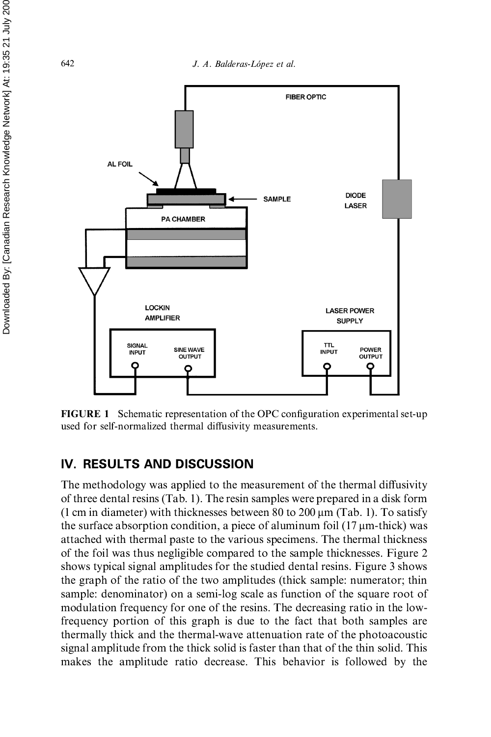FIGURE 1 Schematic representation of the OPC configuration experimental set-up used for self-normalized thermal diffusivity measurements.

## IV. RESULTS AND DISCUSSION

The methodology was applied to the measurement of the thermal diffusivity of three dental resins (Tab. 1). The resin samples were prepared in a disk form (1 cm in diameter) with thicknesses between 80 to 200 μm (Tab. 1). To satisfy the surface absorption condition, a piece of aluminum foil (17 μm-thick) was attached with thermal paste to the various specimens. The thermal thickness of the foil was thus negligible compared to the sample thicknesses. Figure 2 shows typical signal amplitudes for the studied dental resins. Figure 3 shows the graph of the ratio of the two amplitudes (thick sample: numerator; thin sample: denominator) on a semi-log scale as function of the square root of modulation frequency for one of the resins. The decreasing ratio in the low-frequency portion of this graph is due to the fact that both samples are thermally thick and the thermal-wave attenuation rate of the photoacoustic signal amplitude from the thick solid is faster than that of the thin solid. This makes the amplitude ratio decrease. This behavior is followed by the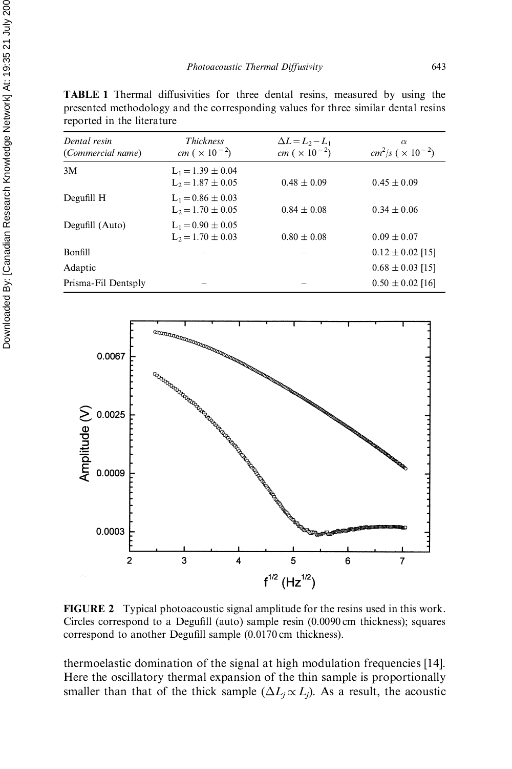**TABLE 1** Thermal diffusivities for three dental resins, measured by using the presented methodology and the corresponding values for three similar dental resins reported in the literature

| *Dental resin* (*Commercial name*) | *Thickness* *cm* ($\times 10^{-2}$) | $\Delta L = L_2 - L_1$ *cm* ($\times 10^{-2}$) | $\alpha$ $cm^2/s$ ($\times 10^{-2}$) |
|---|---|---|---|
| 3M | $L_1 = 1.39 \pm 0.04$ | | |
| | $L_2 = 1.87 \pm 0.05$ | $0.48 \pm 0.09$ | $0.45 \pm 0.09$ |
| Degufill H | $L_1 = 0.86 \pm 0.03$ | | |
| | $L_2 = 1.70 \pm 0.05$ | $0.84 \pm 0.08$ | $0.34 \pm 0.06$ |
| Degufill (Auto) | $L_1 = 0.90 \pm 0.05$ | | |
| | $L_2 = 1.70 \pm 0.03$ | $0.80 \pm 0.08$ | $0.09 \pm 0.07$ |
| Bonfill | – | – | $0.12 \pm 0.02$ [15] |
| Adaptic | | | $0.68 \pm 0.03$ [15] |
| Prisma-Fil Dentsply | – | – | $0.50 \pm 0.02$ [16] |

**FIGURE 2** Typical photoacoustic signal amplitude for the resins used in this work. Circles correspond to a Degufill (auto) sample resin (0.0090 cm thickness); squares correspond to another Degufill sample (0.0170 cm thickness).

thermoelastic domination of the signal at high modulation frequencies [14]. Here the oscillatory thermal expansion of the thin sample is proportionally smaller than that of the thick sample ($\Delta L_j \propto L_j$). As a result, the acoustic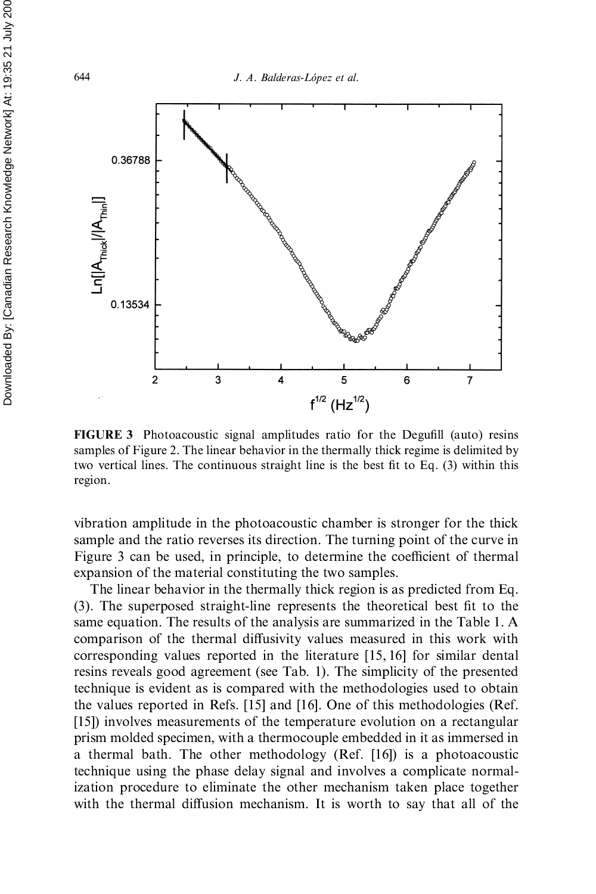**FIGURE 3** Photoacoustic signal amplitudes ratio for the Degufill (auto) resins samples of Figure 2. The linear behavior in the thermally thick regime is delimited by two vertical lines. The continuous straight line is the best fit to Eq. (3) within this region.

vibration amplitude in the photoacoustic chamber is stronger for the thick sample and the ratio reverses its direction. The turning point of the curve in Figure 3 can be used, in principle, to determine the coefficient of thermal expansion of the material constituting the two samples.

The linear behavior in the thermally thick region is as predicted from Eq. (3). The superposed straight-line represents the theoretical best fit to the same equation. The results of the analysis are summarized in the Table 1. A comparison of the thermal diffusivity values measured in this work with corresponding values reported in the literature [15, 16] for similar dental resins reveals good agreement (see Tab. 1). The simplicity of the presented technique is evident as is compared with the methodologies used to obtain the values reported in Refs. [15] and [16]. One of this methodologies (Ref. [15]) involves measurements of the temperature evolution on a rectangular prism molded specimen, with a thermocouple embedded in it as immersed in a thermal bath. The other methodology (Ref. [16]) is a photoacoustic technique using the phase delay signal and involves a complicate normalization procedure to eliminate the other mechanism taken place together with the thermal diffusion mechanism. It is worth to say that all of the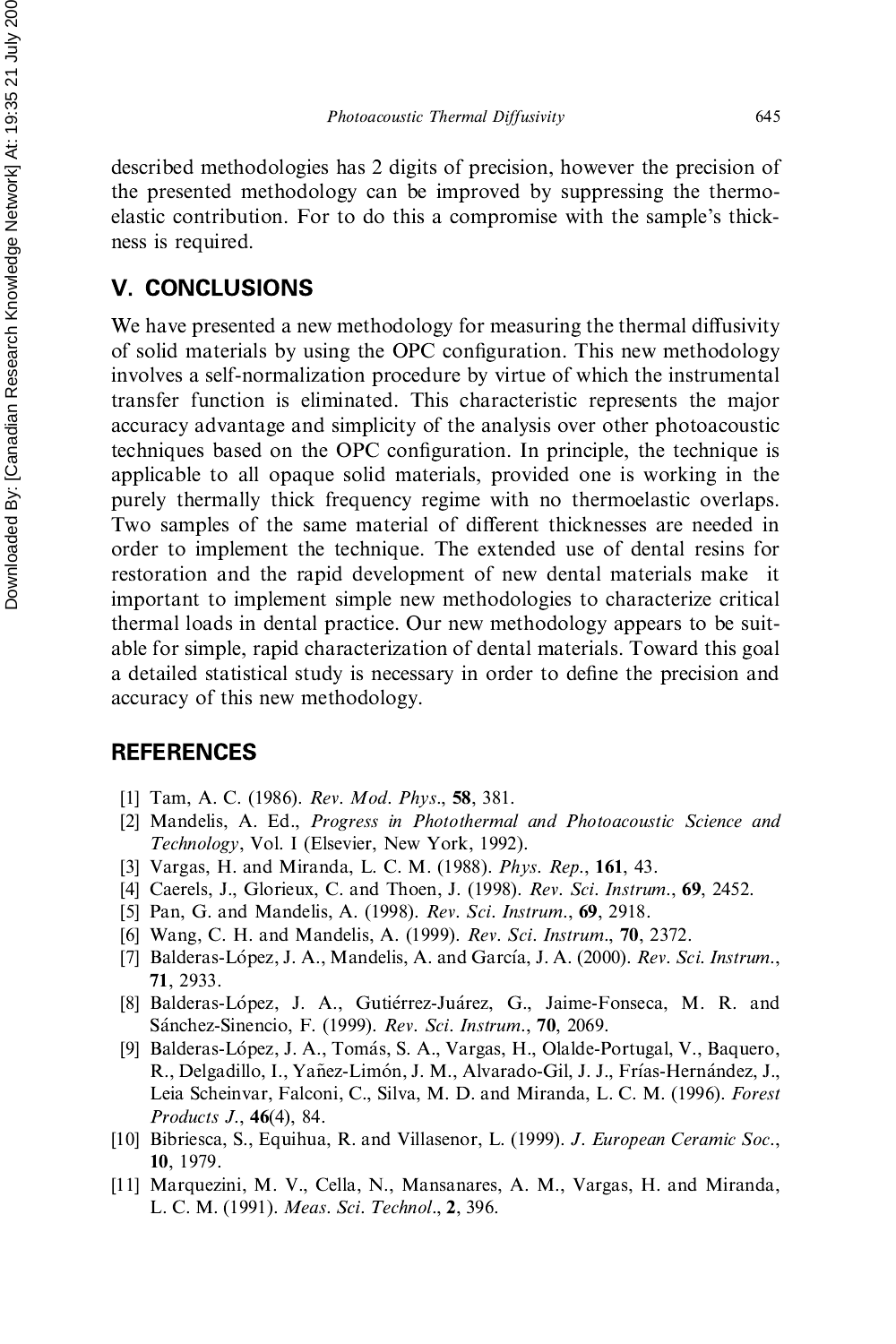described methodologies has 2 digits of precision, however the precision of the presented methodology can be improved by suppressing the thermoelastic contribution. For to do this a compromise with the sample's thickness is required.

## V. CONCLUSIONS

We have presented a new methodology for measuring the thermal diffusivity of solid materials by using the OPC configuration. This new methodology involves a self-normalization procedure by virtue of which the instrumental transfer function is eliminated. This characteristic represents the major accuracy advantage and simplicity of the analysis over other photoacoustic techniques based on the OPC configuration. In principle, the technique is applicable to all opaque solid materials, provided one is working in the purely thermally thick frequency regime with no thermoelastic overlaps. Two samples of the same material of different thicknesses are needed in order to implement the technique. The extended use of dental resins for restoration and the rapid development of new dental materials make it important to implement simple new methodologies to characterize critical thermal loads in dental practice. Our new methodology appears to be suitable for simple, rapid characterization of dental materials. Toward this goal a detailed statistical study is necessary in order to define the precision and accuracy of this new methodology.

## REFERENCES

[1] Tam, A. C. (1986). *Rev. Mod. Phys.*, **58**, 381.

[2] Mandelis, A. Ed., *Progress in Photothermal and Photoacoustic Science and Technology*, Vol. I (Elsevier, New York, 1992).

[3] Vargas, H. and Miranda, L. C. M. (1988). *Phys. Rep.*, **161**, 43.

[4] Caerels, J., Glorieux, C. and Thoen, J. (1998). *Rev. Sci. Instrum.*, **69**, 2452.

[5] Pan, G. and Mandelis, A. (1998). *Rev. Sci. Instrum.*, **69**, 2918.

[6] Wang, C. H. and Mandelis, A. (1999). *Rev. Sci. Instrum.*, **70**, 2372.

[7] Balderas-López, J. A., Mandelis, A. and García, J. A. (2000). *Rev. Sci. Instrum.*, **71**, 2933.

[8] Balderas-López, J. A., Gutiérrez-Juárez, G., Jaime-Fonseca, M. R. and Sánchez-Sinencio, F. (1999). *Rev. Sci. Instrum.*, **70**, 2069.

[9] Balderas-López, J. A., Tomás, S. A., Vargas, H., Olalde-Portugal, V., Baquero, R., Delgadillo, I., Yañez-Limón, J. M., Alvarado-Gil, J. J., Frías-Hernández, J., Leia Scheinvar, Falconi, C., Silva, M. D. and Miranda, L. C. M. (1996). *Forest Products J.*, **46**(4), 84.

[10] Bibriesca, S., Equihua, R. and Villasenor, L. (1999). *J. European Ceramic Soc.*, **10**, 1979.

[11] Marquezini, M. V., Cella, N., Mansanares, A. M., Vargas, H. and Miranda, L. C. M. (1991). *Meas. Sci. Technol.*, **2**, 396.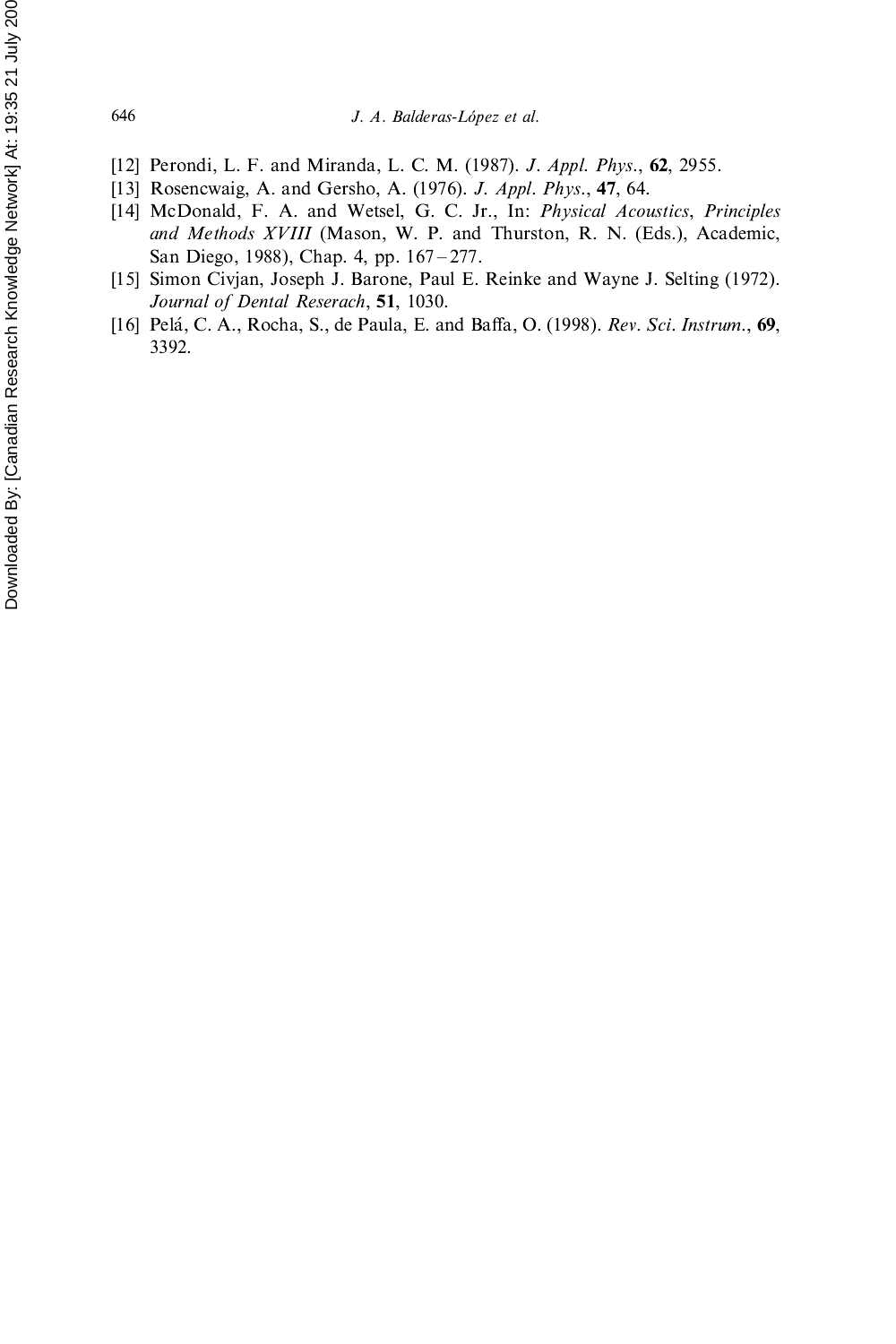[12] Perondi, L. F. and Miranda, L. C. M. (1987). *J. Appl. Phys.*, **62**, 2955.

[13] Rosencwaig, A. and Gersho, A. (1976). *J. Appl. Phys.*, **47**, 64.

[14] McDonald, F. A. and Wetsel, G. C. Jr., In: *Physical Acoustics*, *Principles and Methods XVIII* (Mason, W. P. and Thurston, R. N. (Eds.), Academic, San Diego, 1988), Chap. 4, pp. 167 – 277.

[15] Simon Civjan, Joseph J. Barone, Paul E. Reinke and Wayne J. Selting (1972). *Journal of Dental Reserach*, **51**, 1030.

[16] Pelá, C. A., Rocha, S., de Paula, E. and Baffa, O. (1998). *Rev. Sci. Instrum.*, **69**, 3392.